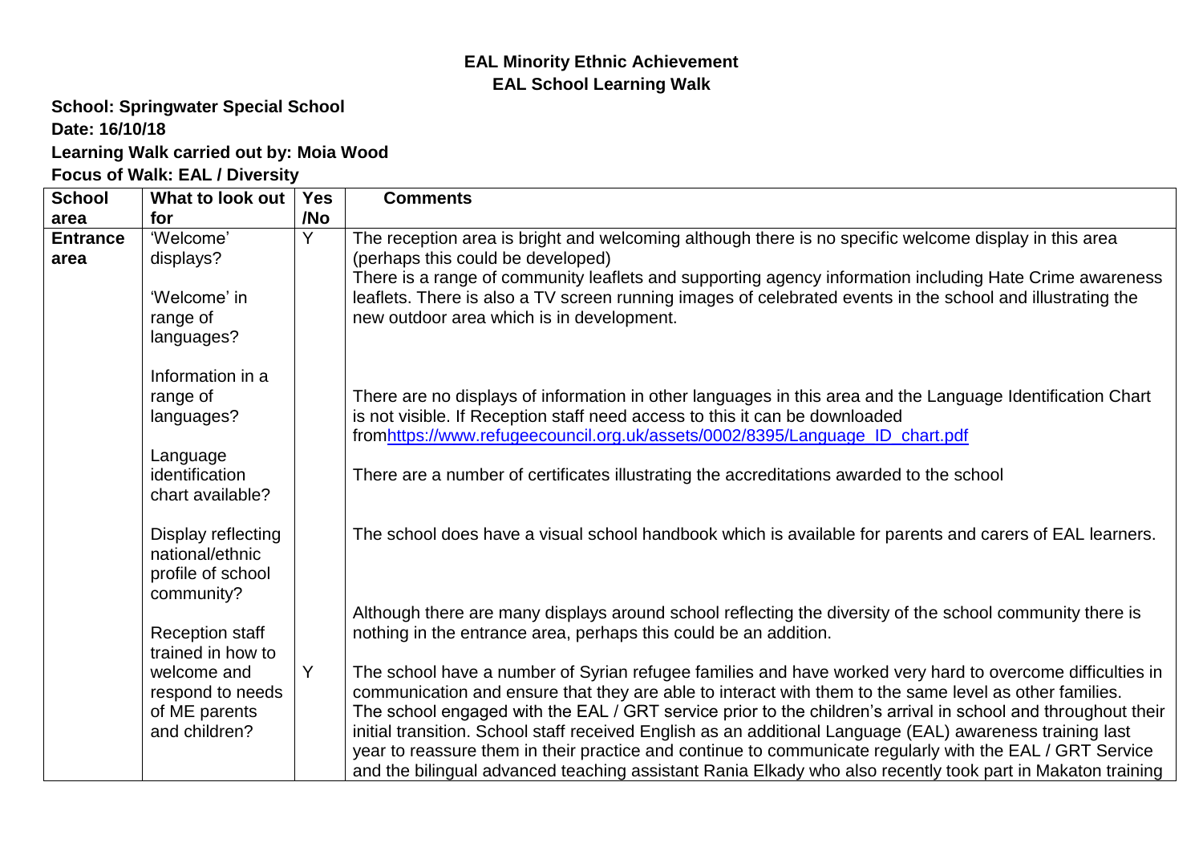**EAL Minority Ethnic Achievement**
**EAL School Learning Walk**

**School: Springwater Special School**

**Date: 16/10/18**

**Learning Walk carried out by: Moia Wood**

**Focus of Walk: EAL / Diversity**

| School area | What to look out for | Yes /No | Comments |
|---|---|---|---|
| **Entrance area** | 'Welcome' displays?<br><br>'Welcome' in range of languages? | Y | The reception area is bright and welcoming although there is no specific welcome display in this area (perhaps this could be developed)<br>There is a range of community leaflets and supporting agency information including Hate Crime awareness leaflets. There is also a TV screen running images of celebrated events in the school and illustrating the new outdoor area which is in development. |
| | Information in a range of languages?<br><br>Language identification chart available? | | There are no displays of information in other languages in this area and the Language Identification Chart is not visible. If Reception staff need access to this it can be downloaded fromhttps://www.refugeecouncil.org.uk/assets/0002/8395/Language_ID_chart.pdf<br><br>There are a number of certificates illustrating the accreditations awarded to the school |
| | Display reflecting national/ethnic profile of school community? | | The school does have a visual school handbook which is available for parents and carers of EAL learners.<br><br>Although there are many displays around school reflecting the diversity of the school community there is nothing in the entrance area, perhaps this could be an addition. |
| | Reception staff trained in how to welcome and respond to needs of ME parents and children? | Y | The school have a number of Syrian refugee families and have worked very hard to overcome difficulties in communication and ensure that they are able to interact with them to the same level as other families.<br>The school engaged with the EAL / GRT service prior to the children's arrival in school and throughout their initial transition. School staff received English as an additional Language (EAL) awareness training last year to reassure them in their practice and continue to communicate regularly with the EAL / GRT Service and the bilingual advanced teaching assistant Rania Elkady who also recently took part in Makaton training |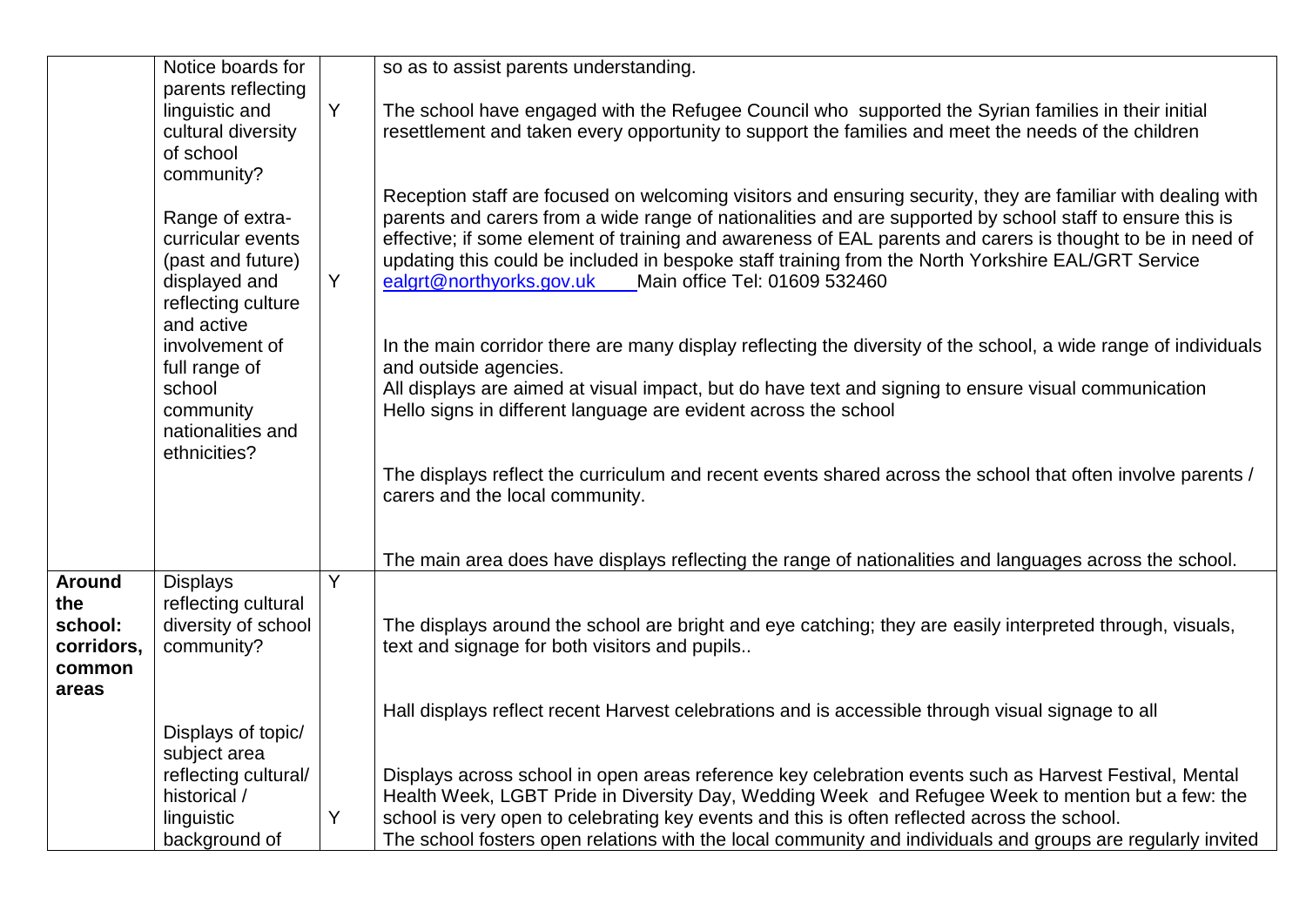| | | | |
|---|---|---|---|
| | Notice boards for parents reflecting linguistic and cultural diversity of school community?<br><br>Range of extra-curricular events (past and future) displayed and reflecting culture and active involvement of full range of school community nationalities and ethnicities? | Y<br><br><br><br>Y | so as to assist parents understanding.<br><br>The school have engaged with the Refugee Council who supported the Syrian families in their initial resettlement and taken every opportunity to support the families and meet the needs of the children<br><br>Reception staff are focused on welcoming visitors and ensuring security, they are familiar with dealing with parents and carers from a wide range of nationalities and are supported by school staff to ensure this is effective; if some element of training and awareness of EAL parents and carers is thought to be in need of updating this could be included in bespoke staff training from the North Yorkshire EAL/GRT Service ealgrt@northyorks.gov.uk Main office Tel: 01609 532460<br><br>In the main corridor there are many display reflecting the diversity of the school, a wide range of individuals and outside agencies.<br>All displays are aimed at visual impact, but do have text and signing to ensure visual communication<br>Hello signs in different language are evident across the school<br><br>The displays reflect the curriculum and recent events shared across the school that often involve parents / carers and the local community.<br><br>The main area does have displays reflecting the range of nationalities and languages across the school. |
| **Around the school: corridors, common areas** | Displays reflecting cultural diversity of school community?<br><br>Displays of topic/ subject area reflecting cultural/ historical / linguistic background of | Y<br><br><br><br>Y | The displays around the school are bright and eye catching; they are easily interpreted through, visuals, text and signage for both visitors and pupils..<br><br>Hall displays reflect recent Harvest celebrations and is accessible through visual signage to all<br><br>Displays across school in open areas reference key celebration events such as Harvest Festival, Mental Health Week, LGBT Pride in Diversity Day, Wedding Week and Refugee Week to mention but a few: the school is very open to celebrating key events and this is often reflected across the school.<br>The school fosters open relations with the local community and individuals and groups are regularly invited |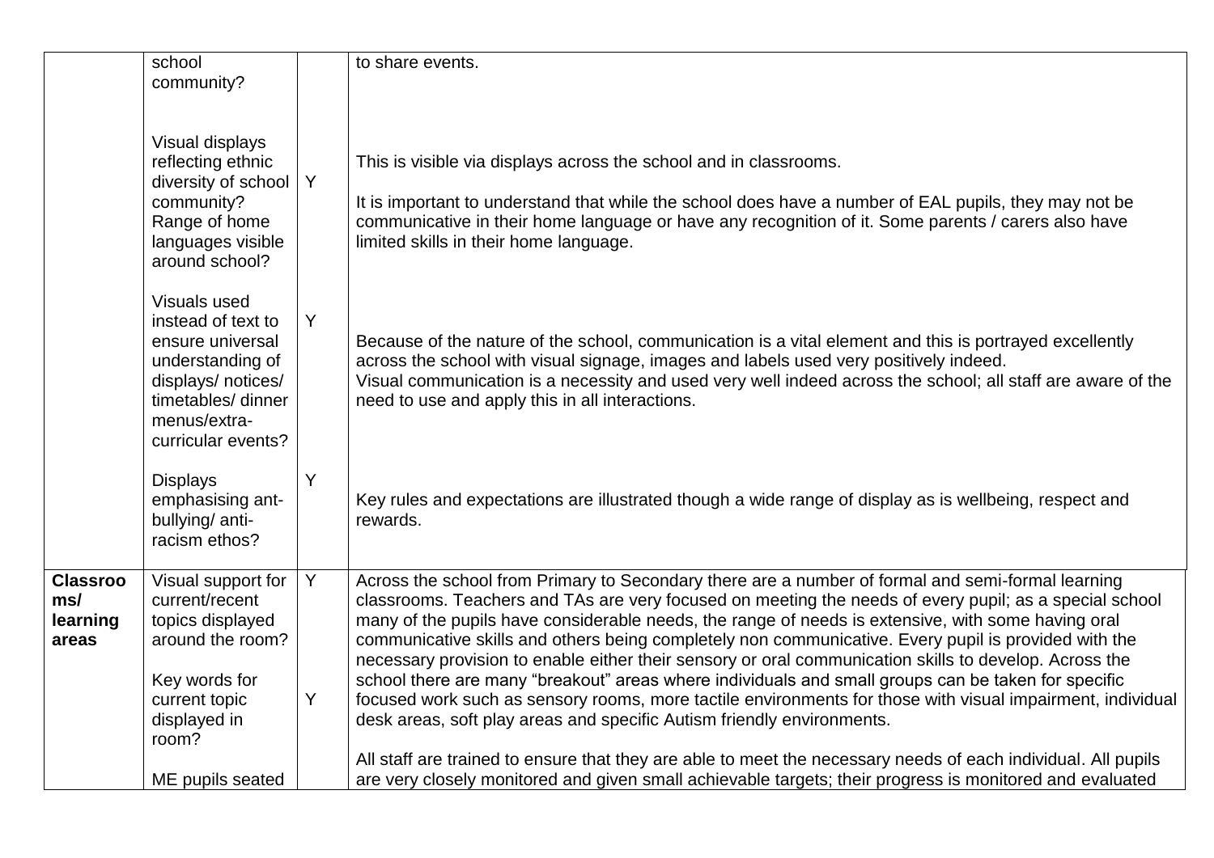| | | | |
|---|---|---|---|
| | school community? | | to share events. |
| | Visual displays reflecting ethnic diversity of school community? Range of home languages visible around school? | Y | This is visible via displays across the school and in classrooms.<br><br>It is important to understand that while the school does have a number of EAL pupils, they may not be communicative in their home language or have any recognition of it. Some parents / carers also have limited skills in their home language. |
| | Visuals used instead of text to ensure universal understanding of displays/ notices/ timetables/ dinner menus/extra-curricular events? | Y | Because of the nature of the school, communication is a vital element and this is portrayed excellently across the school with visual signage, images and labels used very positively indeed.<br>Visual communication is a necessity and used very well indeed across the school; all staff are aware of the need to use and apply this in all interactions. |
| | Displays emphasising ant-bullying/ anti-racism ethos? | Y | Key rules and expectations are illustrated though a wide range of display as is wellbeing, respect and rewards. |
| **Classrooms/ learning areas** | Visual support for current/recent topics displayed around the room?<br><br>Key words for current topic displayed in room?<br><br>ME pupils seated | Y<br><br>Y | Across the school from Primary to Secondary there are a number of formal and semi-formal learning classrooms. Teachers and TAs are very focused on meeting the needs of every pupil; as a special school many of the pupils have considerable needs, the range of needs is extensive, with some having oral communicative skills and others being completely non communicative. Every pupil is provided with the necessary provision to enable either their sensory or oral communication skills to develop. Across the school there are many "breakout" areas where individuals and small groups can be taken for specific focused work such as sensory rooms, more tactile environments for those with visual impairment, individual desk areas, soft play areas and specific Autism friendly environments.<br><br>All staff are trained to ensure that they are able to meet the necessary needs of each individual. All pupils are very closely monitored and given small achievable targets; their progress is monitored and evaluated |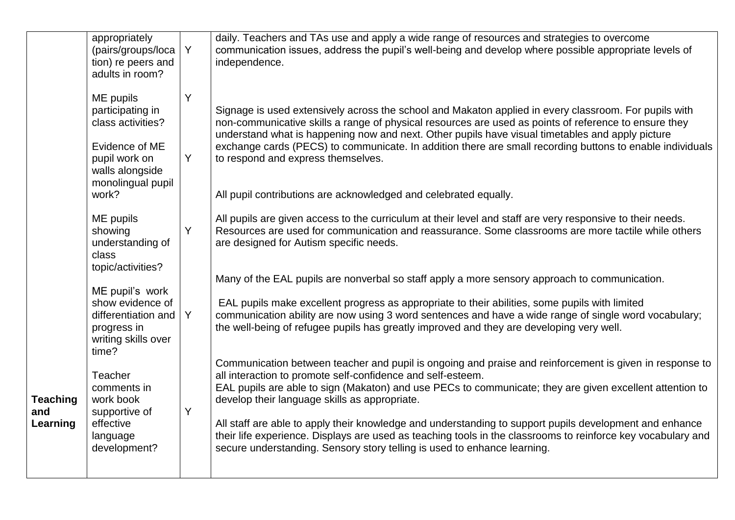| | | | |
|---|---|---|---|
| **Teaching and Learning** | appropriately (pairs/groups/location) re peers and adults in room? | Y | daily. Teachers and TAs use and apply a wide range of resources and strategies to overcome communication issues, address the pupil's well-being and develop where possible appropriate levels of independence. |
| | ME pupils participating in class activities? | Y | Signage is used extensively across the school and Makaton applied in every classroom. For pupils with non-communicative skills a range of physical resources are used as points of reference to ensure they understand what is happening now and next. Other pupils have visual timetables and apply picture exchange cards (PECS) to communicate. In addition there are small recording buttons to enable individuals to respond and express themselves. |
| | Evidence of ME pupil work on walls alongside monolingual pupil work? | Y | All pupil contributions are acknowledged and celebrated equally. |
| | ME pupils showing understanding of class topic/activities? | Y | All pupils are given access to the curriculum at their level and staff are very responsive to their needs. Resources are used for communication and reassurance. Some classrooms are more tactile while others are designed for Autism specific needs.<br><br>Many of the EAL pupils are nonverbal so staff apply a more sensory approach to communication. |
| | ME pupil's work show evidence of differentiation and progress in writing skills over time? | Y | EAL pupils make excellent progress as appropriate to their abilities, some pupils with limited communication ability are now using 3 word sentences and have a wide range of single word vocabulary; the well-being of refugee pupils has greatly improved and they are developing very well. |
| | Teacher comments in work book supportive of effective language development? | Y | Communication between teacher and pupil is ongoing and praise and reinforcement is given in response to all interaction to promote self-confidence and self-esteem.<br>EAL pupils are able to sign (Makaton) and use PECs to communicate; they are given excellent attention to develop their language skills as appropriate.<br><br>All staff are able to apply their knowledge and understanding to support pupils development and enhance their life experience. Displays are used as teaching tools in the classrooms to reinforce key vocabulary and secure understanding. Sensory story telling is used to enhance learning. |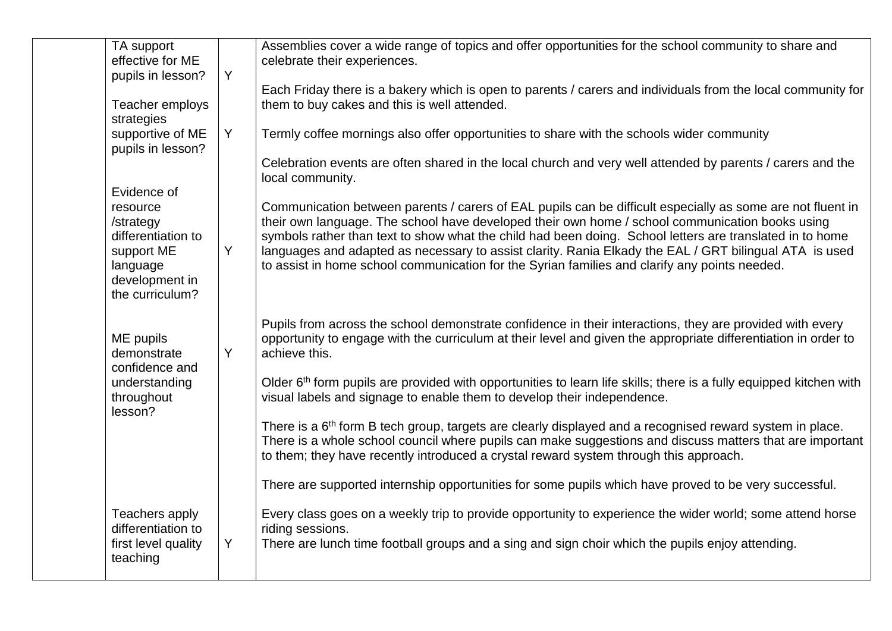| | | | |
|---|---|---|---|
| | TA support effective for ME pupils in lesson?<br><br>Teacher employs strategies supportive of ME pupils in lesson?<br><br>Evidence of resource /strategy differentiation to support ME language development in the curriculum?<br><br>ME pupils demonstrate confidence and understanding throughout lesson?<br><br>Teachers apply differentiation to first level quality teaching | Y<br><br>Y<br><br>Y<br><br>Y<br><br>Y | Assemblies cover a wide range of topics and offer opportunities for the school community to share and celebrate their experiences.<br><br>Each Friday there is a bakery which is open to parents / carers and individuals from the local community for them to buy cakes and this is well attended.<br><br>Termly coffee mornings also offer opportunities to share with the schools wider community<br><br>Celebration events are often shared in the local church and very well attended by parents / carers and the local community.<br><br>Communication between parents / carers of EAL pupils can be difficult especially as some are not fluent in their own language. The school have developed their own home / school communication books using symbols rather than text to show what the child had been doing. School letters are translated in to home languages and adapted as necessary to assist clarity. Rania Elkady the EAL / GRT bilingual ATA is used to assist in home school communication for the Syrian families and clarify any points needed.<br><br>Pupils from across the school demonstrate confidence in their interactions, they are provided with every opportunity to engage with the curriculum at their level and given the appropriate differentiation in order to achieve this.<br><br>Older 6th form pupils are provided with opportunities to learn life skills; there is a fully equipped kitchen with visual labels and signage to enable them to develop their independence.<br><br>There is a 6th form B tech group, targets are clearly displayed and a recognised reward system in place. There is a whole school council where pupils can make suggestions and discuss matters that are important to them; they have recently introduced a crystal reward system through this approach.<br><br>There are supported internship opportunities for some pupils which have proved to be very successful.<br><br>Every class goes on a weekly trip to provide opportunity to experience the wider world; some attend horse riding sessions.<br>There are lunch time football groups and a sing and sign choir which the pupils enjoy attending. |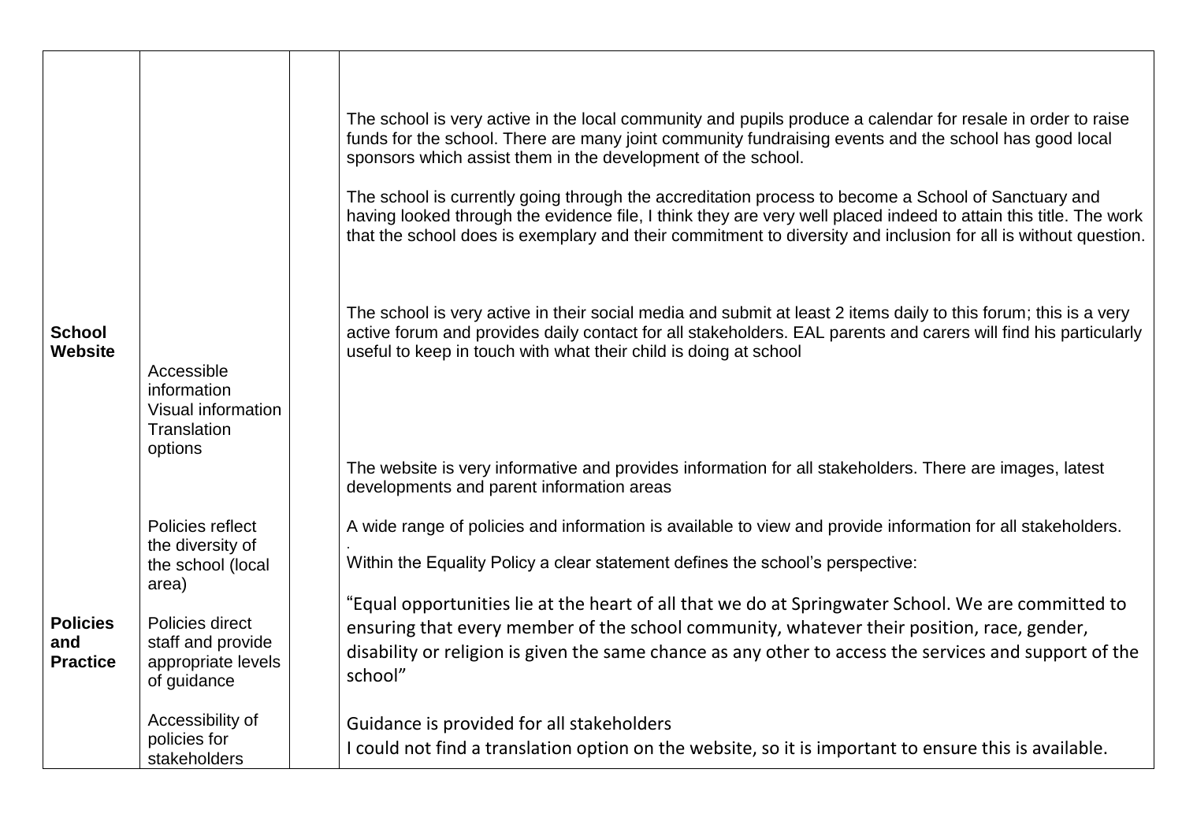| | | | |
|---|---|---|---|
| | | | The school is very active in the local community and pupils produce a calendar for resale in order to raise funds for the school. There are many joint community fundraising events and the school has good local sponsors which assist them in the development of the school.<br><br>The school is currently going through the accreditation process to become a School of Sanctuary and having looked through the evidence file, I think they are very well placed indeed to attain this title. The work that the school does is exemplary and their commitment to diversity and inclusion for all is without question. |
| **School Website** | Accessible information<br>Visual information<br>Translation options | | The school is very active in their social media and submit at least 2 items daily to this forum; this is a very active forum and provides daily contact for all stakeholders. EAL parents and carers will find his particularly useful to keep in touch with what their child is doing at school<br><br>The website is very informative and provides information for all stakeholders. There are images, latest developments and parent information areas |
| **Policies and Practice** | Policies reflect the diversity of the school (local area)<br><br>Policies direct staff and provide appropriate levels of guidance<br><br>Accessibility of policies for stakeholders | | A wide range of policies and information is available to view and provide information for all stakeholders.<br>.<br>Within the Equality Policy a clear statement defines the school's perspective:<br><br>"Equal opportunities lie at the heart of all that we do at Springwater School. We are committed to ensuring that every member of the school community, whatever their position, race, gender, disability or religion is given the same chance as any other to access the services and support of the school"<br><br>Guidance is provided for all stakeholders<br>I could not find a translation option on the website, so it is important to ensure this is available. |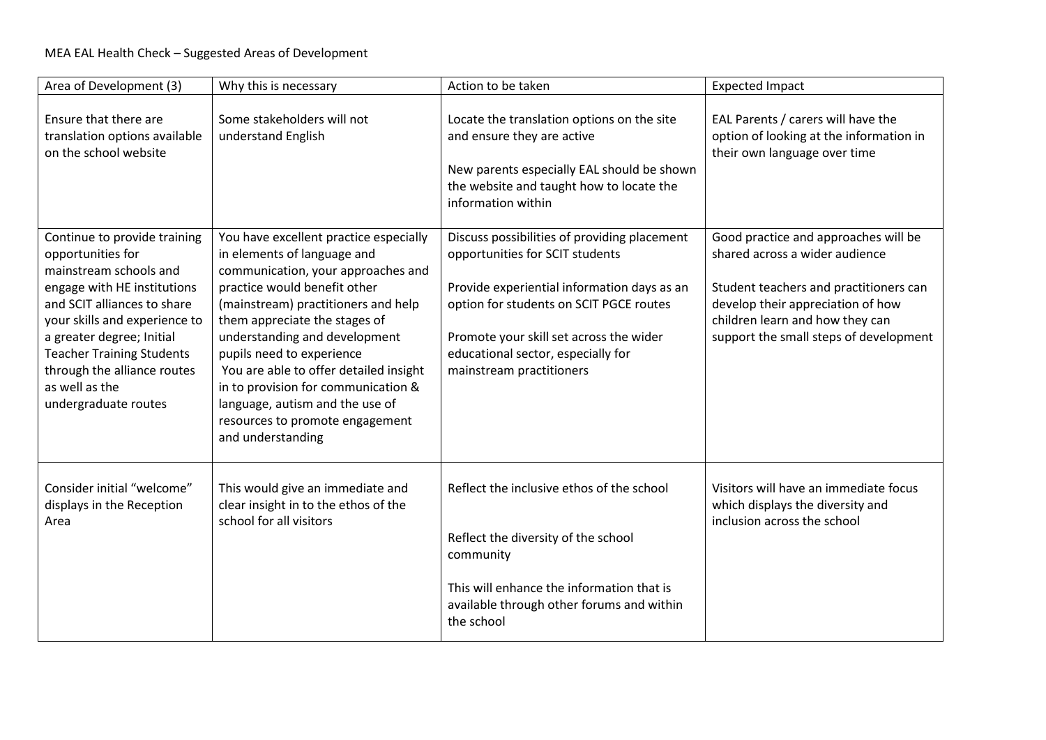MEA EAL Health Check – Suggested Areas of Development

| Area of Development (3) | Why this is necessary | Action to be taken | Expected Impact |
|---|---|---|---|
| Ensure that there are translation options available on the school website | Some stakeholders will not understand English | Locate the translation options on the site and ensure they are active<br><br>New parents especially EAL should be shown the website and taught how to locate the information within | EAL Parents / carers will have the option of looking at the information in their own language over time |
| Continue to provide training opportunities for mainstream schools and engage with HE institutions and SCIT alliances to share your skills and experience to a greater degree; Initial Teacher Training Students through the alliance routes as well as the undergraduate routes | You have excellent practice especially in elements of language and communication, your approaches and practice would benefit other (mainstream) practitioners and help them appreciate the stages of understanding and development pupils need to experience<br>You are able to offer detailed insight in to provision for communication & language, autism and the use of resources to promote engagement and understanding | Discuss possibilities of providing placement opportunities for SCIT students<br><br>Provide experiential information days as an option for students on SCIT PGCE routes<br><br>Promote your skill set across the wider educational sector, especially for mainstream practitioners | Good practice and approaches will be shared across a wider audience<br><br>Student teachers and practitioners can develop their appreciation of how children learn and how they can support the small steps of development |
| Consider initial "welcome" displays in the Reception Area | This would give an immediate and clear insight in to the ethos of the school for all visitors | Reflect the inclusive ethos of the school<br><br>Reflect the diversity of the school community<br><br>This will enhance the information that is available through other forums and within the school | Visitors will have an immediate focus which displays the diversity and inclusion across the school |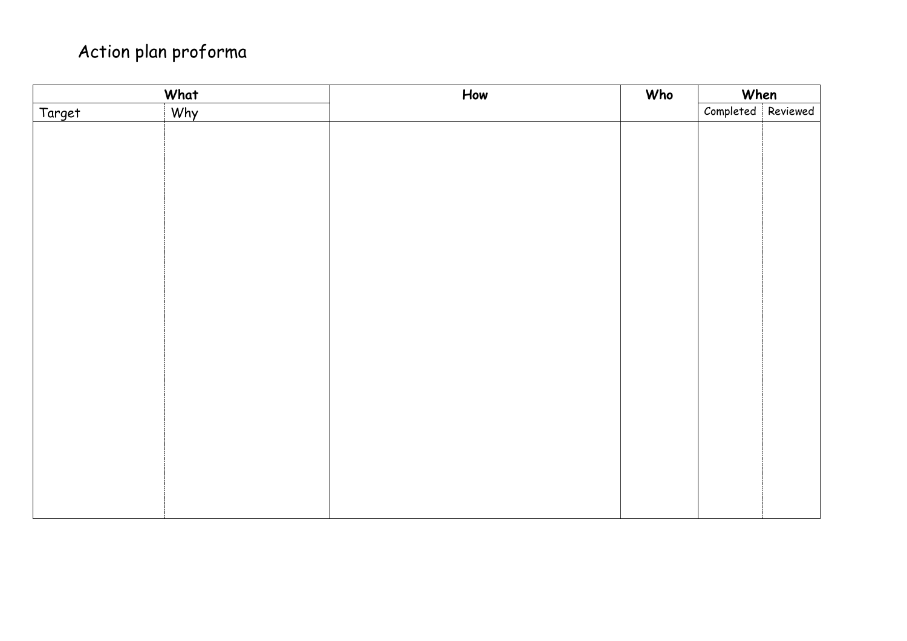Action plan proforma

| What | | How | Who | When | |
|---|---|---|---|---|---|
| Target | Why | | | Completed | Reviewed |
| | | | | | |